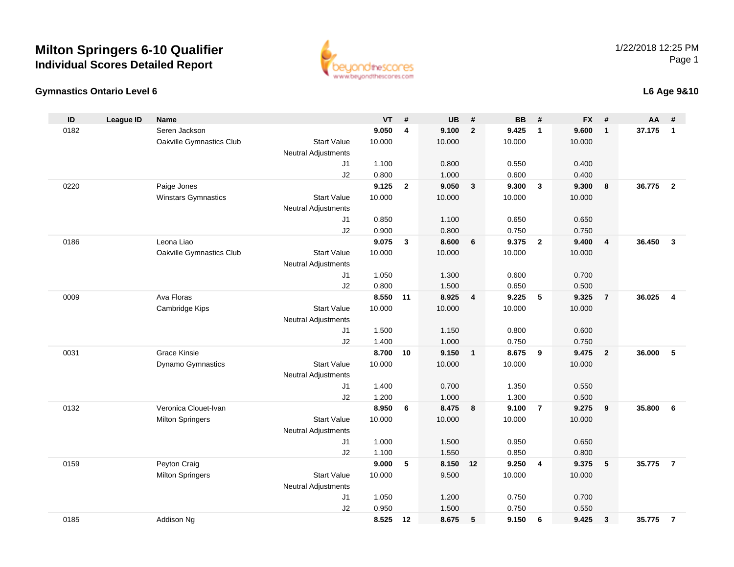# Milton Springers 6-10 Qualifier

## Individual Scores Detailed Report

1/22/2018 12:25 PM

### Gymnastics Ontario Level 6

### L6 Age 9&10

| ID | League ID | Name | | VT | # | UB | # | BB | # | FX | # | AA | # |
|---|---|---|---|---|---|---|---|---|---|---|---|---|---|
| 0182 | | Seren Jackson | | **9.050** | **4** | **9.100** | **2** | **9.425** | **1** | **9.600** | **1** | **37.175** | **1** |
| | | Oakville Gymnastics Club | Start Value | 10.000 | | 10.000 | | 10.000 | | 10.000 | | | |
| | | | Neutral Adjustments | | | | | | | | | | |
| | | | J1 | 1.100 | | 0.800 | | 0.550 | | 0.400 | | | |
| | | | J2 | 0.800 | | 1.000 | | 0.600 | | 0.400 | | | |
| 0220 | | Paige Jones | | **9.125** | **2** | **9.050** | **3** | **9.300** | **3** | **9.300** | **8** | **36.775** | **2** |
| | | Winstars Gymnastics | Start Value | 10.000 | | 10.000 | | 10.000 | | 10.000 | | | |
| | | | Neutral Adjustments | | | | | | | | | | |
| | | | J1 | 0.850 | | 1.100 | | 0.650 | | 0.650 | | | |
| | | | J2 | 0.900 | | 0.800 | | 0.750 | | 0.750 | | | |
| 0186 | | Leona Liao | | **9.075** | **3** | **8.600** | **6** | **9.375** | **2** | **9.400** | **4** | **36.450** | **3** |
| | | Oakville Gymnastics Club | Start Value | 10.000 | | 10.000 | | 10.000 | | 10.000 | | | |
| | | | Neutral Adjustments | | | | | | | | | | |
| | | | J1 | 1.050 | | 1.300 | | 0.600 | | 0.700 | | | |
| | | | J2 | 0.800 | | 1.500 | | 0.650 | | 0.500 | | | |
| 0009 | | Ava Floras | | **8.550** | **11** | **8.925** | **4** | **9.225** | **5** | **9.325** | **7** | **36.025** | **4** |
| | | Cambridge Kips | Start Value | 10.000 | | 10.000 | | 10.000 | | 10.000 | | | |
| | | | Neutral Adjustments | | | | | | | | | | |
| | | | J1 | 1.500 | | 1.150 | | 0.800 | | 0.600 | | | |
| | | | J2 | 1.400 | | 1.000 | | 0.750 | | 0.750 | | | |
| 0031 | | Grace Kinsie | | **8.700** | **10** | **9.150** | **1** | **8.675** | **9** | **9.475** | **2** | **36.000** | **5** |
| | | Dynamo Gymnastics | Start Value | 10.000 | | 10.000 | | 10.000 | | 10.000 | | | |
| | | | Neutral Adjustments | | | | | | | | | | |
| | | | J1 | 1.400 | | 0.700 | | 1.350 | | 0.550 | | | |
| | | | J2 | 1.200 | | 1.000 | | 1.300 | | 0.500 | | | |
| 0132 | | Veronica Clouet-Ivan | | **8.950** | **6** | **8.475** | **8** | **9.100** | **7** | **9.275** | **9** | **35.800** | **6** |
| | | Milton Springers | Start Value | 10.000 | | 10.000 | | 10.000 | | 10.000 | | | |
| | | | Neutral Adjustments | | | | | | | | | | |
| | | | J1 | 1.000 | | 1.500 | | 0.950 | | 0.650 | | | |
| | | | J2 | 1.100 | | 1.550 | | 0.850 | | 0.800 | | | |
| 0159 | | Peyton Craig | | **9.000** | **5** | **8.150** | **12** | **9.250** | **4** | **9.375** | **5** | **35.775** | **7** |
| | | Milton Springers | Start Value | 10.000 | | 9.500 | | 10.000 | | 10.000 | | | |
| | | | Neutral Adjustments | | | | | | | | | | |
| | | | J1 | 1.050 | | 1.200 | | 0.750 | | 0.700 | | | |
| | | | J2 | 0.950 | | 1.500 | | 0.750 | | 0.550 | | | |
| 0185 | | Addison Ng | | **8.525** | **12** | **8.675** | **5** | **9.150** | **6** | **9.425** | **3** | **35.775** | **7** |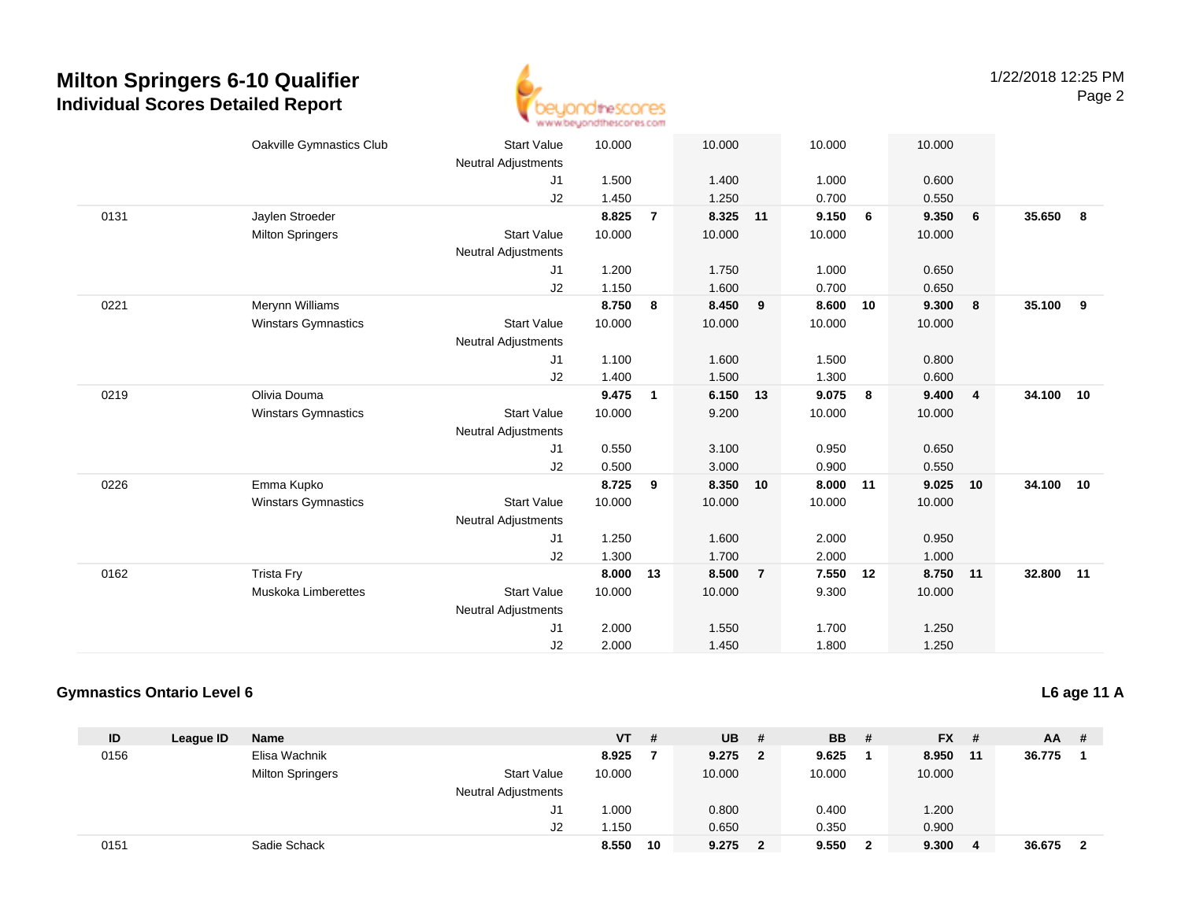# Milton Springers 6-10 Qualifier

## Individual Scores Detailed Report

1/22/2018 12:25 PM

| ID | League ID | Name | | VT | # | UB | # | BB | # | FX | # | AA | # |
|---|---|---|---|---|---|---|---|---|---|---|---|---|---|
| | | Oakville Gymnastics Club | Start Value | 10.000 | | 10.000 | | 10.000 | | 10.000 | | | |
| | | | Neutral Adjustments | | | | | | | | | | |
| | | | J1 | 1.500 | | 1.400 | | 1.000 | | 0.600 | | | |
| | | | J2 | 1.450 | | 1.250 | | 0.700 | | 0.550 | | | |
| 0131 | | Jaylen Stroeder | | **8.825** | **7** | **8.325** | **11** | **9.150** | **6** | **9.350** | **6** | **35.650** | **8** |
| | | Milton Springers | Start Value | 10.000 | | 10.000 | | 10.000 | | 10.000 | | | |
| | | | Neutral Adjustments | | | | | | | | | | |
| | | | J1 | 1.200 | | 1.750 | | 1.000 | | 0.650 | | | |
| | | | J2 | 1.150 | | 1.600 | | 0.700 | | 0.650 | | | |
| 0221 | | Merynn Williams | | **8.750** | **8** | **8.450** | **9** | **8.600** | **10** | **9.300** | **8** | **35.100** | **9** |
| | | Winstars Gymnastics | Start Value | 10.000 | | 10.000 | | 10.000 | | 10.000 | | | |
| | | | Neutral Adjustments | | | | | | | | | | |
| | | | J1 | 1.100 | | 1.600 | | 1.500 | | 0.800 | | | |
| | | | J2 | 1.400 | | 1.500 | | 1.300 | | 0.600 | | | |
| 0219 | | Olivia Douma | | **9.475** | **1** | **6.150** | **13** | **9.075** | **8** | **9.400** | **4** | **34.100** | **10** |
| | | Winstars Gymnastics | Start Value | 10.000 | | 9.200 | | 10.000 | | 10.000 | | | |
| | | | Neutral Adjustments | | | | | | | | | | |
| | | | J1 | 0.550 | | 3.100 | | 0.950 | | 0.650 | | | |
| | | | J2 | 0.500 | | 3.000 | | 0.900 | | 0.550 | | | |
| 0226 | | Emma Kupko | | **8.725** | **9** | **8.350** | **10** | **8.000** | **11** | **9.025** | **10** | **34.100** | **10** |
| | | Winstars Gymnastics | Start Value | 10.000 | | 10.000 | | 10.000 | | 10.000 | | | |
| | | | Neutral Adjustments | | | | | | | | | | |
| | | | J1 | 1.250 | | 1.600 | | 2.000 | | 0.950 | | | |
| | | | J2 | 1.300 | | 1.700 | | 2.000 | | 1.000 | | | |
| 0162 | | Trista Fry | | **8.000** | **13** | **8.500** | **7** | **7.550** | **12** | **8.750** | **11** | **32.800** | **11** |
| | | Muskoka Limberettes | Start Value | 10.000 | | 10.000 | | 9.300 | | 10.000 | | | |
| | | | Neutral Adjustments | | | | | | | | | | |
| | | | J1 | 2.000 | | 1.550 | | 1.700 | | 1.250 | | | |
| | | | J2 | 2.000 | | 1.450 | | 1.800 | | 1.250 | | | |

### Gymnastics Ontario Level 6

**L6 age 11 A**

| ID | League ID | Name | | VT | # | UB | # | BB | # | FX | # | AA | # |
|---|---|---|---|---|---|---|---|---|---|---|---|---|---|
| 0156 | | Elisa Wachnik | | **8.925** | **7** | **9.275** | **2** | **9.625** | **1** | **8.950** | **11** | **36.775** | **1** |
| | | Milton Springers | Start Value | 10.000 | | 10.000 | | 10.000 | | 10.000 | | | |
| | | | Neutral Adjustments | | | | | | | | | | |
| | | | J1 | 1.000 | | 0.800 | | 0.400 | | 1.200 | | | |
| | | | J2 | 1.150 | | 0.650 | | 0.350 | | 0.900 | | | |
| 0151 | | Sadie Schack | | **8.550** | **10** | **9.275** | **2** | **9.550** | **2** | **9.300** | **4** | **36.675** | **2** |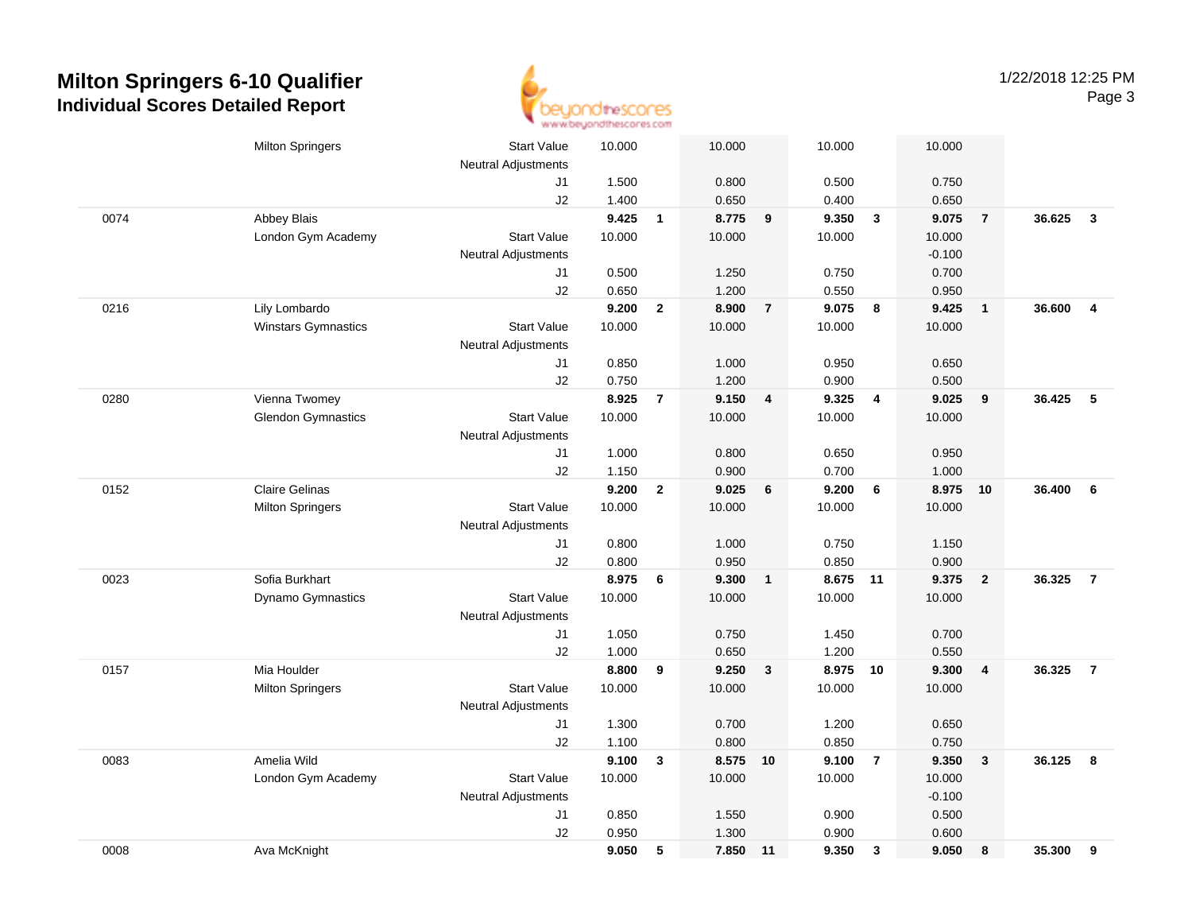# Milton Springers 6-10 Qualifier
## Individual Scores Detailed Report

1/22/2018 12:25 PM

| | | | | | | | | | | | | |
|---|---|---|---|---|---|---|---|---|---|---|---|---|
| | Milton Springers | Start Value | 10.000 | | 10.000 | | 10.000 | | 10.000 | | | |
| | | Neutral Adjustments | | | | | | | | | | |
| | | J1 | 1.500 | | 0.800 | | 0.500 | | 0.750 | | | |
| | | J2 | 1.400 | | 0.650 | | 0.400 | | 0.650 | | | |
| 0074 | Abbey Blais | | **9.425** | **1** | **8.775** | **9** | **9.350** | **3** | **9.075** | **7** | **36.625** | **3** |
| | London Gym Academy | Start Value | 10.000 | | 10.000 | | 10.000 | | 10.000 | | | |
| | | Neutral Adjustments | | | | | | | -0.100 | | | |
| | | J1 | 0.500 | | 1.250 | | 0.750 | | 0.700 | | | |
| | | J2 | 0.650 | | 1.200 | | 0.550 | | 0.950 | | | |
| 0216 | Lily Lombardo | | **9.200** | **2** | **8.900** | **7** | **9.075** | **8** | **9.425** | **1** | **36.600** | **4** |
| | Winstars Gymnastics | Start Value | 10.000 | | 10.000 | | 10.000 | | 10.000 | | | |
| | | Neutral Adjustments | | | | | | | | | | |
| | | J1 | 0.850 | | 1.000 | | 0.950 | | 0.650 | | | |
| | | J2 | 0.750 | | 1.200 | | 0.900 | | 0.500 | | | |
| 0280 | Vienna Twomey | | **8.925** | **7** | **9.150** | **4** | **9.325** | **4** | **9.025** | **9** | **36.425** | **5** |
| | Glendon Gymnastics | Start Value | 10.000 | | 10.000 | | 10.000 | | 10.000 | | | |
| | | Neutral Adjustments | | | | | | | | | | |
| | | J1 | 1.000 | | 0.800 | | 0.650 | | 0.950 | | | |
| | | J2 | 1.150 | | 0.900 | | 0.700 | | 1.000 | | | |
| 0152 | Claire Gelinas | | **9.200** | **2** | **9.025** | **6** | **9.200** | **6** | **8.975** | **10** | **36.400** | **6** |
| | Milton Springers | Start Value | 10.000 | | 10.000 | | 10.000 | | 10.000 | | | |
| | | Neutral Adjustments | | | | | | | | | | |
| | | J1 | 0.800 | | 1.000 | | 0.750 | | 1.150 | | | |
| | | J2 | 0.800 | | 0.950 | | 0.850 | | 0.900 | | | |
| 0023 | Sofia Burkhart | | **8.975** | **6** | **9.300** | **1** | **8.675** | **11** | **9.375** | **2** | **36.325** | **7** |
| | Dynamo Gymnastics | Start Value | 10.000 | | 10.000 | | 10.000 | | 10.000 | | | |
| | | Neutral Adjustments | | | | | | | | | | |
| | | J1 | 1.050 | | 0.750 | | 1.450 | | 0.700 | | | |
| | | J2 | 1.000 | | 0.650 | | 1.200 | | 0.550 | | | |
| 0157 | Mia Houlder | | **8.800** | **9** | **9.250** | **3** | **8.975** | **10** | **9.300** | **4** | **36.325** | **7** |
| | Milton Springers | Start Value | 10.000 | | 10.000 | | 10.000 | | 10.000 | | | |
| | | Neutral Adjustments | | | | | | | | | | |
| | | J1 | 1.300 | | 0.700 | | 1.200 | | 0.650 | | | |
| | | J2 | 1.100 | | 0.800 | | 0.850 | | 0.750 | | | |
| 0083 | Amelia Wild | | **9.100** | **3** | **8.575** | **10** | **9.100** | **7** | **9.350** | **3** | **36.125** | **8** |
| | London Gym Academy | Start Value | 10.000 | | 10.000 | | 10.000 | | 10.000 | | | |
| | | Neutral Adjustments | | | | | | | -0.100 | | | |
| | | J1 | 0.850 | | 1.550 | | 0.900 | | 0.500 | | | |
| | | J2 | 0.950 | | 1.300 | | 0.900 | | 0.600 | | | |
| 0008 | Ava McKnight | | **9.050** | **5** | **7.850** | **11** | **9.350** | **3** | **9.050** | **8** | **35.300** | **9** |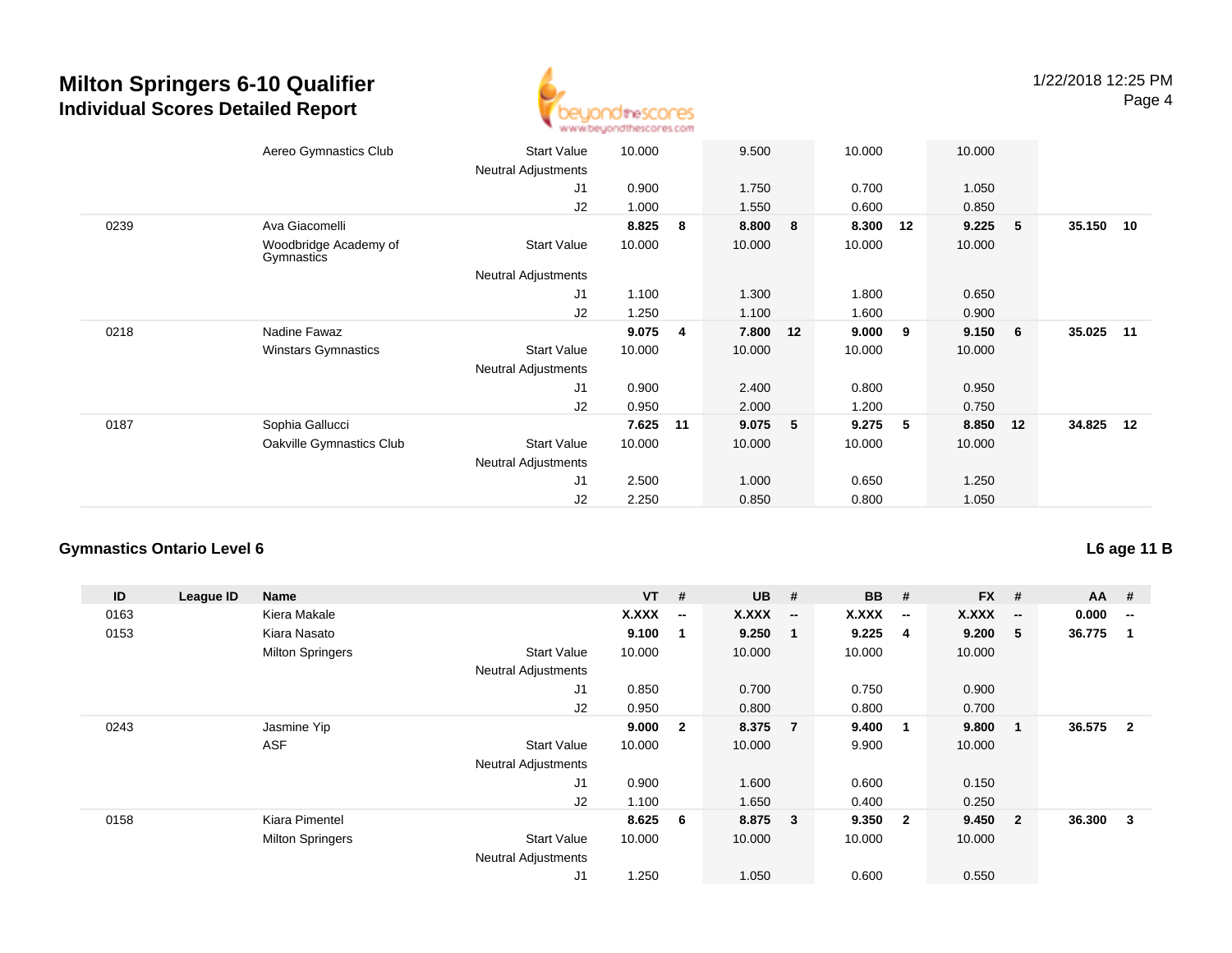# Milton Springers 6-10 Qualifier

## Individual Scores Detailed Report

| | | | | | | | | | | | | | |
|---|---|---|---|---|---|---|---|---|---|---|---|---|---|
| | | Aereo Gymnastics Club | Start Value | 10.000 | | 9.500 | | 10.000 | | 10.000 | | | |
| | | | Neutral Adjustments | | | | | | | | | | |
| | | | J1 | 0.900 | | 1.750 | | 0.700 | | 1.050 | | | |
| | | | J2 | 1.000 | | 1.550 | | 0.600 | | 0.850 | | | |
| 0239 | | Ava Giacomelli | | **8.825** | **8** | **8.800** | **8** | **8.300** | **12** | **9.225** | **5** | **35.150** | **10** |
| | | Woodbridge Academy of Gymnastics | Start Value | 10.000 | | 10.000 | | 10.000 | | 10.000 | | | |
| | | | Neutral Adjustments | | | | | | | | | | |
| | | | J1 | 1.100 | | 1.300 | | 1.800 | | 0.650 | | | |
| | | | J2 | 1.250 | | 1.100 | | 1.600 | | 0.900 | | | |
| 0218 | | Nadine Fawaz | | **9.075** | **4** | **7.800** | **12** | **9.000** | **9** | **9.150** | **6** | **35.025** | **11** |
| | | Winstars Gymnastics | Start Value | 10.000 | | 10.000 | | 10.000 | | 10.000 | | | |
| | | | Neutral Adjustments | | | | | | | | | | |
| | | | J1 | 0.900 | | 2.400 | | 0.800 | | 0.950 | | | |
| | | | J2 | 0.950 | | 2.000 | | 1.200 | | 0.750 | | | |
| 0187 | | Sophia Gallucci | | **7.625** | **11** | **9.075** | **5** | **9.275** | **5** | **8.850** | **12** | **34.825** | **12** |
| | | Oakville Gymnastics Club | Start Value | 10.000 | | 10.000 | | 10.000 | | 10.000 | | | |
| | | | Neutral Adjustments | | | | | | | | | | |
| | | | J1 | 2.500 | | 1.000 | | 0.650 | | 1.250 | | | |
| | | | J2 | 2.250 | | 0.850 | | 0.800 | | 1.050 | | | |

### Gymnastics Ontario Level 6

**L6 age 11 B**

| ID | League ID | Name | | VT | # | UB | # | BB | # | FX | # | AA | # |
|---|---|---|---|---|---|---|---|---|---|---|---|---|---|
| 0163 | | Kiera Makale | | **X.XXX** | **--** | **X.XXX** | **--** | **X.XXX** | **--** | **X.XXX** | **--** | **0.000** | **--** |
| 0153 | | Kiara Nasato | | **9.100** | **1** | **9.250** | **1** | **9.225** | **4** | **9.200** | **5** | **36.775** | **1** |
| | | Milton Springers | Start Value | 10.000 | | 10.000 | | 10.000 | | 10.000 | | | |
| | | | Neutral Adjustments | | | | | | | | | | |
| | | | J1 | 0.850 | | 0.700 | | 0.750 | | 0.900 | | | |
| | | | J2 | 0.950 | | 0.800 | | 0.800 | | 0.700 | | | |
| 0243 | | Jasmine Yip | | **9.000** | **2** | **8.375** | **7** | **9.400** | **1** | **9.800** | **1** | **36.575** | **2** |
| | | ASF | Start Value | 10.000 | | 10.000 | | 9.900 | | 10.000 | | | |
| | | | Neutral Adjustments | | | | | | | | | | |
| | | | J1 | 0.900 | | 1.600 | | 0.600 | | 0.150 | | | |
| | | | J2 | 1.100 | | 1.650 | | 0.400 | | 0.250 | | | |
| 0158 | | Kiara Pimentel | | **8.625** | **6** | **8.875** | **3** | **9.350** | **2** | **9.450** | **2** | **36.300** | **3** |
| | | Milton Springers | Start Value | 10.000 | | 10.000 | | 10.000 | | 10.000 | | | |
| | | | Neutral Adjustments | | | | | | | | | | |
| | | | J1 | 1.250 | | 1.050 | | 0.600 | | 0.550 | | | |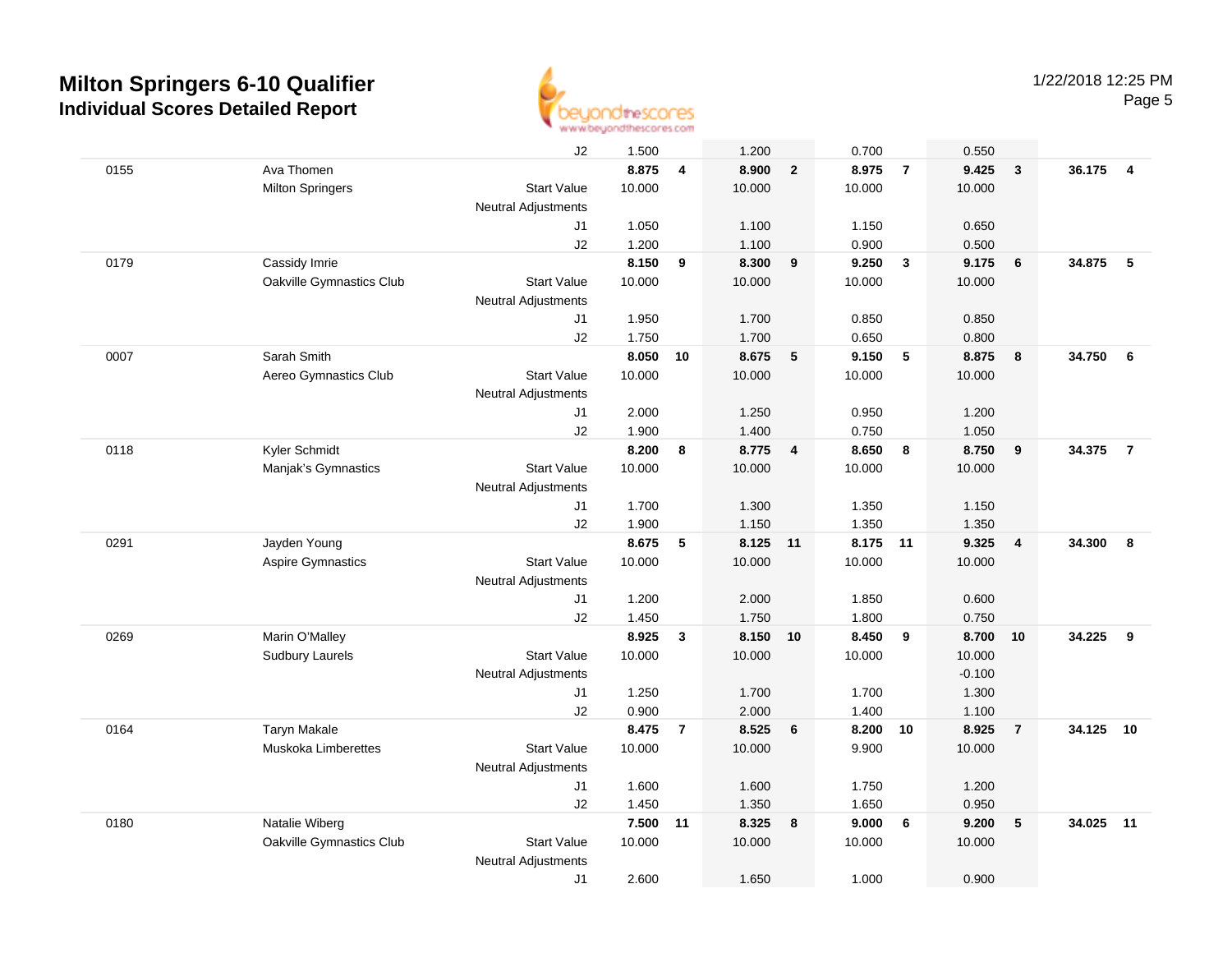# Milton Springers 6-10 Qualifier
## Individual Scores Detailed Report

1/22/2018 12:25 PM

| | | | | | | | | | | | | |
|---|---|---|---|---|---|---|---|---|---|---|---|---|
| | | J2 | 1.500 | | 1.200 | | 0.700 | | 0.550 | | | |
| 0155 | Ava Thomen | | **8.875** | **4** | **8.900** | **2** | **8.975** | **7** | **9.425** | **3** | **36.175** | **4** |
| | Milton Springers | Start Value | 10.000 | | 10.000 | | 10.000 | | 10.000 | | | |
| | | Neutral Adjustments | | | | | | | | | | |
| | | J1 | 1.050 | | 1.100 | | 1.150 | | 0.650 | | | |
| | | J2 | 1.200 | | 1.100 | | 0.900 | | 0.500 | | | |
| 0179 | Cassidy Imrie | | **8.150** | **9** | **8.300** | **9** | **9.250** | **3** | **9.175** | **6** | **34.875** | **5** |
| | Oakville Gymnastics Club | Start Value | 10.000 | | 10.000 | | 10.000 | | 10.000 | | | |
| | | Neutral Adjustments | | | | | | | | | | |
| | | J1 | 1.950 | | 1.700 | | 0.850 | | 0.850 | | | |
| | | J2 | 1.750 | | 1.700 | | 0.650 | | 0.800 | | | |
| 0007 | Sarah Smith | | **8.050** | **10** | **8.675** | **5** | **9.150** | **5** | **8.875** | **8** | **34.750** | **6** |
| | Aereo Gymnastics Club | Start Value | 10.000 | | 10.000 | | 10.000 | | 10.000 | | | |
| | | Neutral Adjustments | | | | | | | | | | |
| | | J1 | 2.000 | | 1.250 | | 0.950 | | 1.200 | | | |
| | | J2 | 1.900 | | 1.400 | | 0.750 | | 1.050 | | | |
| 0118 | Kyler Schmidt | | **8.200** | **8** | **8.775** | **4** | **8.650** | **8** | **8.750** | **9** | **34.375** | **7** |
| | Manjak's Gymnastics | Start Value | 10.000 | | 10.000 | | 10.000 | | 10.000 | | | |
| | | Neutral Adjustments | | | | | | | | | | |
| | | J1 | 1.700 | | 1.300 | | 1.350 | | 1.150 | | | |
| | | J2 | 1.900 | | 1.150 | | 1.350 | | 1.350 | | | |
| 0291 | Jayden Young | | **8.675** | **5** | **8.125** | **11** | **8.175** | **11** | **9.325** | **4** | **34.300** | **8** |
| | Aspire Gymnastics | Start Value | 10.000 | | 10.000 | | 10.000 | | 10.000 | | | |
| | | Neutral Adjustments | | | | | | | | | | |
| | | J1 | 1.200 | | 2.000 | | 1.850 | | 0.600 | | | |
| | | J2 | 1.450 | | 1.750 | | 1.800 | | 0.750 | | | |
| 0269 | Marin O'Malley | | **8.925** | **3** | **8.150** | **10** | **8.450** | **9** | **8.700** | **10** | **34.225** | **9** |
| | Sudbury Laurels | Start Value | 10.000 | | 10.000 | | 10.000 | | 10.000 | | | |
| | | Neutral Adjustments | | | | | | | -0.100 | | | |
| | | J1 | 1.250 | | 1.700 | | 1.700 | | 1.300 | | | |
| | | J2 | 0.900 | | 2.000 | | 1.400 | | 1.100 | | | |
| 0164 | Taryn Makale | | **8.475** | **7** | **8.525** | **6** | **8.200** | **10** | **8.925** | **7** | **34.125** | **10** |
| | Muskoka Limberettes | Start Value | 10.000 | | 10.000 | | 9.900 | | 10.000 | | | |
| | | Neutral Adjustments | | | | | | | | | | |
| | | J1 | 1.600 | | 1.600 | | 1.750 | | 1.200 | | | |
| | | J2 | 1.450 | | 1.350 | | 1.650 | | 0.950 | | | |
| 0180 | Natalie Wiberg | | **7.500** | **11** | **8.325** | **8** | **9.000** | **6** | **9.200** | **5** | **34.025** | **11** |
| | Oakville Gymnastics Club | Start Value | 10.000 | | 10.000 | | 10.000 | | 10.000 | | | |
| | | Neutral Adjustments | | | | | | | | | | |
| | | J1 | 2.600 | | 1.650 | | 1.000 | | 0.900 | | | |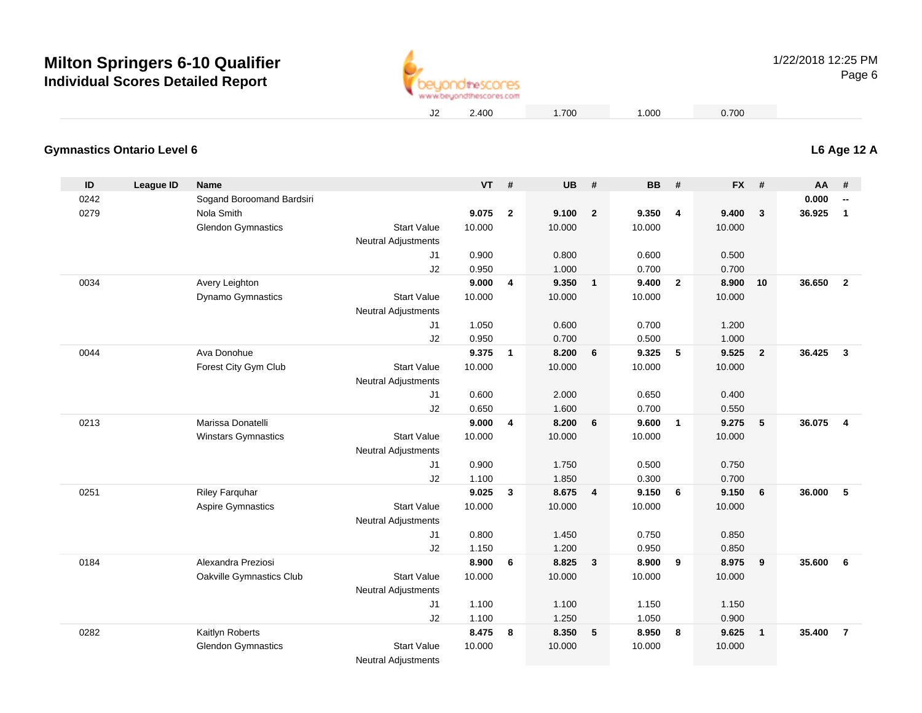# Milton Springers 6-10 Qualifier

## Individual Scores Detailed Report

| | | | | | | |
|---|---|---|---|---|---|---|
| J2 | 2.400 | | 1.700 | | 1.000 | | 0.700 |

### Gymnastics Ontario Level 6

**L6 Age 12 A**

| ID | League ID | Name | | VT | # | UB | # | BB | # | FX | # | AA | # |
|---|---|---|---|---|---|---|---|---|---|---|---|---|---|
| 0242 | | Sogand Boroomand Bardsiri | | | | | | | | | | 0.000 | -- |
| 0279 | | Nola Smith | | **9.075** | **2** | **9.100** | **2** | **9.350** | **4** | **9.400** | **3** | **36.925** | **1** |
| | | Glendon Gymnastics | Start Value | 10.000 | | 10.000 | | 10.000 | | 10.000 | | | |
| | | | Neutral Adjustments | | | | | | | | | | |
| | | | J1 | 0.900 | | 0.800 | | 0.600 | | 0.500 | | | |
| | | | J2 | 0.950 | | 1.000 | | 0.700 | | 0.700 | | | |
| 0034 | | Avery Leighton | | **9.000** | **4** | **9.350** | **1** | **9.400** | **2** | **8.900** | **10** | **36.650** | **2** |
| | | Dynamo Gymnastics | Start Value | 10.000 | | 10.000 | | 10.000 | | 10.000 | | | |
| | | | Neutral Adjustments | | | | | | | | | | |
| | | | J1 | 1.050 | | 0.600 | | 0.700 | | 1.200 | | | |
| | | | J2 | 0.950 | | 0.700 | | 0.500 | | 1.000 | | | |
| 0044 | | Ava Donohue | | **9.375** | **1** | **8.200** | **6** | **9.325** | **5** | **9.525** | **2** | **36.425** | **3** |
| | | Forest City Gym Club | Start Value | 10.000 | | 10.000 | | 10.000 | | 10.000 | | | |
| | | | Neutral Adjustments | | | | | | | | | | |
| | | | J1 | 0.600 | | 2.000 | | 0.650 | | 0.400 | | | |
| | | | J2 | 0.650 | | 1.600 | | 0.700 | | 0.550 | | | |
| 0213 | | Marissa Donatelli | | **9.000** | **4** | **8.200** | **6** | **9.600** | **1** | **9.275** | **5** | **36.075** | **4** |
| | | Winstars Gymnastics | Start Value | 10.000 | | 10.000 | | 10.000 | | 10.000 | | | |
| | | | Neutral Adjustments | | | | | | | | | | |
| | | | J1 | 0.900 | | 1.750 | | 0.500 | | 0.750 | | | |
| | | | J2 | 1.100 | | 1.850 | | 0.300 | | 0.700 | | | |
| 0251 | | Riley Farquhar | | **9.025** | **3** | **8.675** | **4** | **9.150** | **6** | **9.150** | **6** | **36.000** | **5** |
| | | Aspire Gymnastics | Start Value | 10.000 | | 10.000 | | 10.000 | | 10.000 | | | |
| | | | Neutral Adjustments | | | | | | | | | | |
| | | | J1 | 0.800 | | 1.450 | | 0.750 | | 0.850 | | | |
| | | | J2 | 1.150 | | 1.200 | | 0.950 | | 0.850 | | | |
| 0184 | | Alexandra Preziosi | | **8.900** | **6** | **8.825** | **3** | **8.900** | **9** | **8.975** | **9** | **35.600** | **6** |
| | | Oakville Gymnastics Club | Start Value | 10.000 | | 10.000 | | 10.000 | | 10.000 | | | |
| | | | Neutral Adjustments | | | | | | | | | | |
| | | | J1 | 1.100 | | 1.100 | | 1.150 | | 1.150 | | | |
| | | | J2 | 1.100 | | 1.250 | | 1.050 | | 0.900 | | | |
| 0282 | | Kaitlyn Roberts | | **8.475** | **8** | **8.350** | **5** | **8.950** | **8** | **9.625** | **1** | **35.400** | **7** |
| | | Glendon Gymnastics | Start Value | 10.000 | | 10.000 | | 10.000 | | 10.000 | | | |
| | | | Neutral Adjustments | | | | | | | | | | |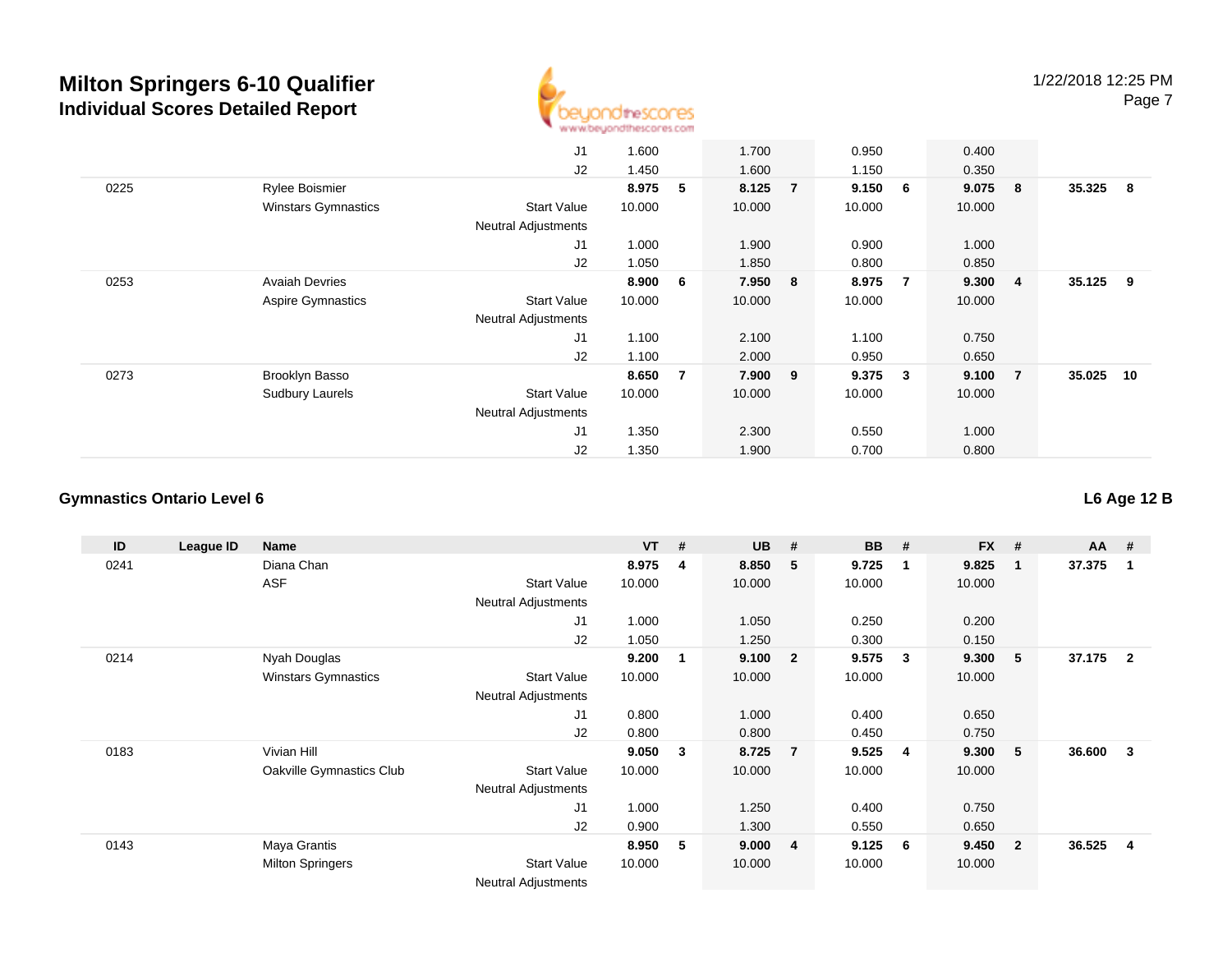# Milton Springers 6-10 Qualifier
## Individual Scores Detailed Report

| ID | League ID | Name | | VT | # | UB | # | BB | # | FX | # | AA | # |
|---|---|---|---|---|---|---|---|---|---|---|---|---|---|
| | | | J1 | 1.600 | | 1.700 | | 0.950 | | 0.400 | | | |
| | | | J2 | 1.450 | | 1.600 | | 1.150 | | 0.350 | | | |
| 0225 | | Rylee Boismier | | **8.975** | **5** | **8.125** | **7** | **9.150** | **6** | **9.075** | **8** | **35.325** | **8** |
| | | Winstars Gymnastics | Start Value | 10.000 | | 10.000 | | 10.000 | | 10.000 | | | |
| | | | Neutral Adjustments | | | | | | | | | | |
| | | | J1 | 1.000 | | 1.900 | | 0.900 | | 1.000 | | | |
| | | | J2 | 1.050 | | 1.850 | | 0.800 | | 0.850 | | | |
| 0253 | | Avaiah Devries | | **8.900** | **6** | **7.950** | **8** | **8.975** | **7** | **9.300** | **4** | **35.125** | **9** |
| | | Aspire Gymnastics | Start Value | 10.000 | | 10.000 | | 10.000 | | 10.000 | | | |
| | | | Neutral Adjustments | | | | | | | | | | |
| | | | J1 | 1.100 | | 2.100 | | 1.100 | | 0.750 | | | |
| | | | J2 | 1.100 | | 2.000 | | 0.950 | | 0.650 | | | |
| 0273 | | Brooklyn Basso | | **8.650** | **7** | **7.900** | **9** | **9.375** | **3** | **9.100** | **7** | **35.025** | **10** |
| | | Sudbury Laurels | Start Value | 10.000 | | 10.000 | | 10.000 | | 10.000 | | | |
| | | | Neutral Adjustments | | | | | | | | | | |
| | | | J1 | 1.350 | | 2.300 | | 0.550 | | 1.000 | | | |
| | | | J2 | 1.350 | | 1.900 | | 0.700 | | 0.800 | | | |

### Gymnastics Ontario Level 6

**L6 Age 12 B**

| ID | League ID | Name | | VT | # | UB | # | BB | # | FX | # | AA | # |
|---|---|---|---|---|---|---|---|---|---|---|---|---|---|
| 0241 | | Diana Chan | | **8.975** | **4** | **8.850** | **5** | **9.725** | **1** | **9.825** | **1** | **37.375** | **1** |
| | | ASF | Start Value | 10.000 | | 10.000 | | 10.000 | | 10.000 | | | |
| | | | Neutral Adjustments | | | | | | | | | | |
| | | | J1 | 1.000 | | 1.050 | | 0.250 | | 0.200 | | | |
| | | | J2 | 1.050 | | 1.250 | | 0.300 | | 0.150 | | | |
| 0214 | | Nyah Douglas | | **9.200** | **1** | **9.100** | **2** | **9.575** | **3** | **9.300** | **5** | **37.175** | **2** |
| | | Winstars Gymnastics | Start Value | 10.000 | | 10.000 | | 10.000 | | 10.000 | | | |
| | | | Neutral Adjustments | | | | | | | | | | |
| | | | J1 | 0.800 | | 1.000 | | 0.400 | | 0.650 | | | |
| | | | J2 | 0.800 | | 0.800 | | 0.450 | | 0.750 | | | |
| 0183 | | Vivian Hill | | **9.050** | **3** | **8.725** | **7** | **9.525** | **4** | **9.300** | **5** | **36.600** | **3** |
| | | Oakville Gymnastics Club | Start Value | 10.000 | | 10.000 | | 10.000 | | 10.000 | | | |
| | | | Neutral Adjustments | | | | | | | | | | |
| | | | J1 | 1.000 | | 1.250 | | 0.400 | | 0.750 | | | |
| | | | J2 | 0.900 | | 1.300 | | 0.550 | | 0.650 | | | |
| 0143 | | Maya Grantis | | **8.950** | **5** | **9.000** | **4** | **9.125** | **6** | **9.450** | **2** | **36.525** | **4** |
| | | Milton Springers | Start Value | 10.000 | | 10.000 | | 10.000 | | 10.000 | | | |
| | | | Neutral Adjustments | | | | | | | | | | |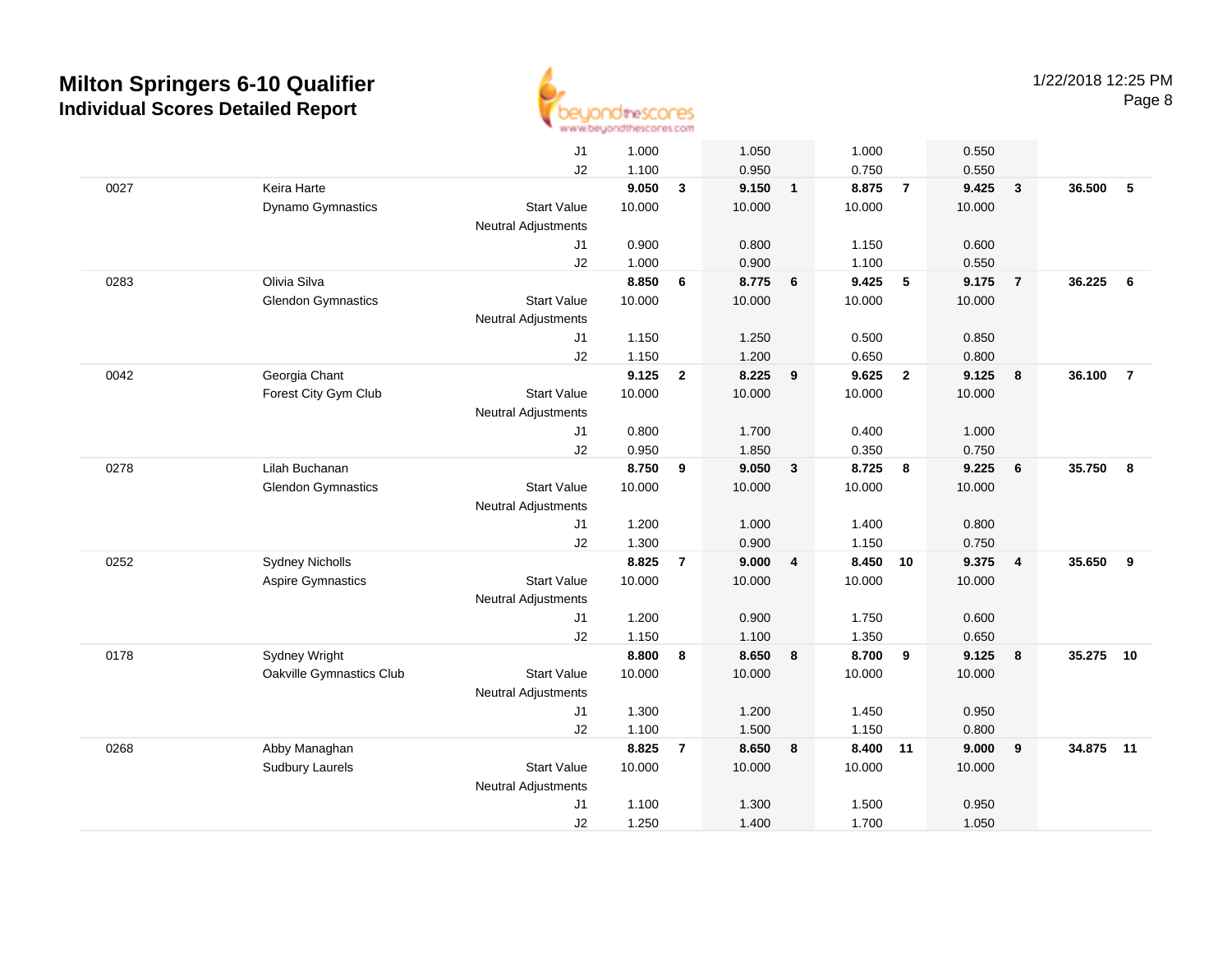# Milton Springers 6-10 Qualifier

## Individual Scores Detailed Report

1/22/2018 12:25 PM

| | | | | | | | | | | | | |
|---|---|---|---|---|---|---|---|---|---|---|---|---|
| | | J1 | 1.000 | | 1.050 | | 1.000 | | 0.550 | | | |
| | | J2 | 1.100 | | 0.950 | | 0.750 | | 0.550 | | | |
| 0027 | Keira Harte | | **9.050** | **3** | **9.150** | **1** | **8.875** | **7** | **9.425** | **3** | **36.500** | **5** |
| | Dynamo Gymnastics | Start Value | 10.000 | | 10.000 | | 10.000 | | 10.000 | | | |
| | | Neutral Adjustments | | | | | | | | | | |
| | | J1 | 0.900 | | 0.800 | | 1.150 | | 0.600 | | | |
| | | J2 | 1.000 | | 0.900 | | 1.100 | | 0.550 | | | |
| 0283 | Olivia Silva | | **8.850** | **6** | **8.775** | **6** | **9.425** | **5** | **9.175** | **7** | **36.225** | **6** |
| | Glendon Gymnastics | Start Value | 10.000 | | 10.000 | | 10.000 | | 10.000 | | | |
| | | Neutral Adjustments | | | | | | | | | | |
| | | J1 | 1.150 | | 1.250 | | 0.500 | | 0.850 | | | |
| | | J2 | 1.150 | | 1.200 | | 0.650 | | 0.800 | | | |
| 0042 | Georgia Chant | | **9.125** | **2** | **8.225** | **9** | **9.625** | **2** | **9.125** | **8** | **36.100** | **7** |
| | Forest City Gym Club | Start Value | 10.000 | | 10.000 | | 10.000 | | 10.000 | | | |
| | | Neutral Adjustments | | | | | | | | | | |
| | | J1 | 0.800 | | 1.700 | | 0.400 | | 1.000 | | | |
| | | J2 | 0.950 | | 1.850 | | 0.350 | | 0.750 | | | |
| 0278 | Lilah Buchanan | | **8.750** | **9** | **9.050** | **3** | **8.725** | **8** | **9.225** | **6** | **35.750** | **8** |
| | Glendon Gymnastics | Start Value | 10.000 | | 10.000 | | 10.000 | | 10.000 | | | |
| | | Neutral Adjustments | | | | | | | | | | |
| | | J1 | 1.200 | | 1.000 | | 1.400 | | 0.800 | | | |
| | | J2 | 1.300 | | 0.900 | | 1.150 | | 0.750 | | | |
| 0252 | Sydney Nicholls | | **8.825** | **7** | **9.000** | **4** | **8.450** | **10** | **9.375** | **4** | **35.650** | **9** |
| | Aspire Gymnastics | Start Value | 10.000 | | 10.000 | | 10.000 | | 10.000 | | | |
| | | Neutral Adjustments | | | | | | | | | | |
| | | J1 | 1.200 | | 0.900 | | 1.750 | | 0.600 | | | |
| | | J2 | 1.150 | | 1.100 | | 1.350 | | 0.650 | | | |
| 0178 | Sydney Wright | | **8.800** | **8** | **8.650** | **8** | **8.700** | **9** | **9.125** | **8** | **35.275** | **10** |
| | Oakville Gymnastics Club | Start Value | 10.000 | | 10.000 | | 10.000 | | 10.000 | | | |
| | | Neutral Adjustments | | | | | | | | | | |
| | | J1 | 1.300 | | 1.200 | | 1.450 | | 0.950 | | | |
| | | J2 | 1.100 | | 1.500 | | 1.150 | | 0.800 | | | |
| 0268 | Abby Managhan | | **8.825** | **7** | **8.650** | **8** | **8.400** | **11** | **9.000** | **9** | **34.875** | **11** |
| | Sudbury Laurels | Start Value | 10.000 | | 10.000 | | 10.000 | | 10.000 | | | |
| | | Neutral Adjustments | | | | | | | | | | |
| | | J1 | 1.100 | | 1.300 | | 1.500 | | 0.950 | | | |
| | | J2 | 1.250 | | 1.400 | | 1.700 | | 1.050 | | | |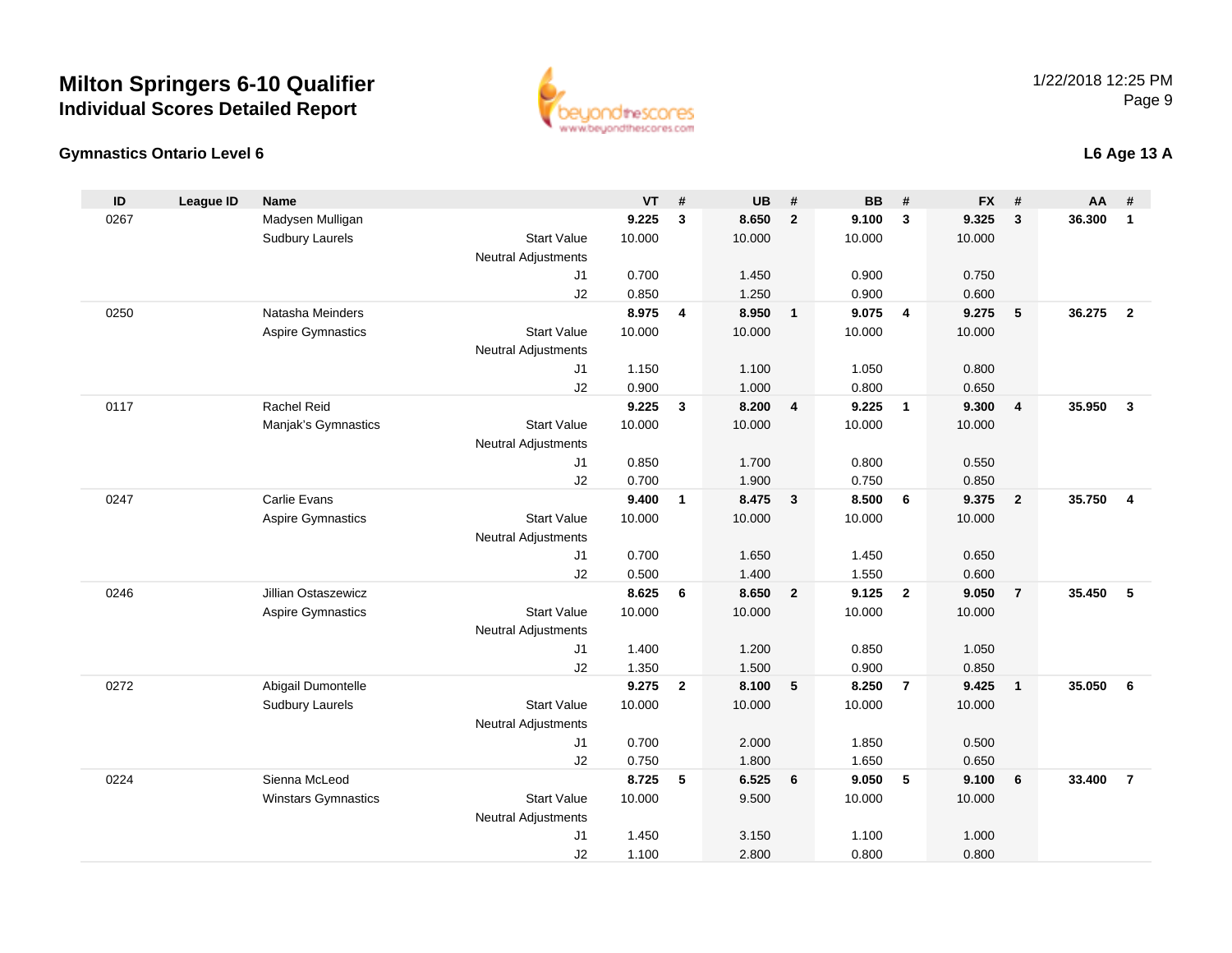# Milton Springers 6-10 Qualifier

## Individual Scores Detailed Report

1/22/2018 12:25 PM

### Gymnastics Ontario Level 6

### L6 Age 13 A

| ID | League ID | Name | | VT | # | UB | # | BB | # | FX | # | AA | # |
|---|---|---|---|---|---|---|---|---|---|---|---|---|---|
| 0267 | | Madysen Mulligan | | **9.225** | **3** | **8.650** | **2** | **9.100** | **3** | **9.325** | **3** | **36.300** | **1** |
| | | Sudbury Laurels | Start Value | 10.000 | | 10.000 | | 10.000 | | 10.000 | | | |
| | | | Neutral Adjustments | | | | | | | | | | |
| | | | J1 | 0.700 | | 1.450 | | 0.900 | | 0.750 | | | |
| | | | J2 | 0.850 | | 1.250 | | 0.900 | | 0.600 | | | |
| 0250 | | Natasha Meinders | | **8.975** | **4** | **8.950** | **1** | **9.075** | **4** | **9.275** | **5** | **36.275** | **2** |
| | | Aspire Gymnastics | Start Value | 10.000 | | 10.000 | | 10.000 | | 10.000 | | | |
| | | | Neutral Adjustments | | | | | | | | | | |
| | | | J1 | 1.150 | | 1.100 | | 1.050 | | 0.800 | | | |
| | | | J2 | 0.900 | | 1.000 | | 0.800 | | 0.650 | | | |
| 0117 | | Rachel Reid | | **9.225** | **3** | **8.200** | **4** | **9.225** | **1** | **9.300** | **4** | **35.950** | **3** |
| | | Manjak's Gymnastics | Start Value | 10.000 | | 10.000 | | 10.000 | | 10.000 | | | |
| | | | Neutral Adjustments | | | | | | | | | | |
| | | | J1 | 0.850 | | 1.700 | | 0.800 | | 0.550 | | | |
| | | | J2 | 0.700 | | 1.900 | | 0.750 | | 0.850 | | | |
| 0247 | | Carlie Evans | | **9.400** | **1** | **8.475** | **3** | **8.500** | **6** | **9.375** | **2** | **35.750** | **4** |
| | | Aspire Gymnastics | Start Value | 10.000 | | 10.000 | | 10.000 | | 10.000 | | | |
| | | | Neutral Adjustments | | | | | | | | | | |
| | | | J1 | 0.700 | | 1.650 | | 1.450 | | 0.650 | | | |
| | | | J2 | 0.500 | | 1.400 | | 1.550 | | 0.600 | | | |
| 0246 | | Jillian Ostaszewicz | | **8.625** | **6** | **8.650** | **2** | **9.125** | **2** | **9.050** | **7** | **35.450** | **5** |
| | | Aspire Gymnastics | Start Value | 10.000 | | 10.000 | | 10.000 | | 10.000 | | | |
| | | | Neutral Adjustments | | | | | | | | | | |
| | | | J1 | 1.400 | | 1.200 | | 0.850 | | 1.050 | | | |
| | | | J2 | 1.350 | | 1.500 | | 0.900 | | 0.850 | | | |
| 0272 | | Abigail Dumontelle | | **9.275** | **2** | **8.100** | **5** | **8.250** | **7** | **9.425** | **1** | **35.050** | **6** |
| | | Sudbury Laurels | Start Value | 10.000 | | 10.000 | | 10.000 | | 10.000 | | | |
| | | | Neutral Adjustments | | | | | | | | | | |
| | | | J1 | 0.700 | | 2.000 | | 1.850 | | 0.500 | | | |
| | | | J2 | 0.750 | | 1.800 | | 1.650 | | 0.650 | | | |
| 0224 | | Sienna McLeod | | **8.725** | **5** | **6.525** | **6** | **9.050** | **5** | **9.100** | **6** | **33.400** | **7** |
| | | Winstars Gymnastics | Start Value | 10.000 | | 9.500 | | 10.000 | | 10.000 | | | |
| | | | Neutral Adjustments | | | | | | | | | | |
| | | | J1 | 1.450 | | 3.150 | | 1.100 | | 1.000 | | | |
| | | | J2 | 1.100 | | 2.800 | | 0.800 | | 0.800 | | | |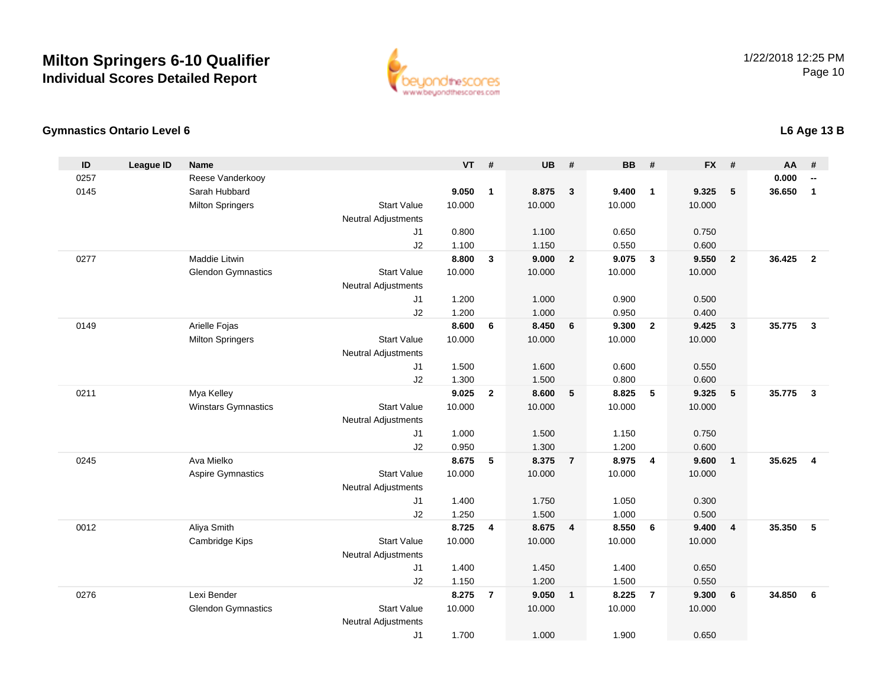# Milton Springers 6-10 Qualifier
## Individual Scores Detailed Report

1/22/2018 12:25 PM

### Gymnastics Ontario Level 6

**L6 Age 13 B**

| ID | League ID | Name | | VT | # | UB | # | BB | # | FX | # | AA | # |
|---|---|---|---|---|---|---|---|---|---|---|---|---|---|
| 0257 | | Reese Vanderkooy | | | | | | | | | | 0.000 | -- |
| 0145 | | Sarah Hubbard | | 9.050 | 1 | 8.875 | 3 | 9.400 | 1 | 9.325 | 5 | 36.650 | 1 |
| | | Milton Springers | Start Value | 10.000 | | 10.000 | | 10.000 | | 10.000 | | | |
| | | | Neutral Adjustments | | | | | | | | | | |
| | | | J1 | 0.800 | | 1.100 | | 0.650 | | 0.750 | | | |
| | | | J2 | 1.100 | | 1.150 | | 0.550 | | 0.600 | | | |
| 0277 | | Maddie Litwin | | 8.800 | 3 | 9.000 | 2 | 9.075 | 3 | 9.550 | 2 | 36.425 | 2 |
| | | Glendon Gymnastics | Start Value | 10.000 | | 10.000 | | 10.000 | | 10.000 | | | |
| | | | Neutral Adjustments | | | | | | | | | | |
| | | | J1 | 1.200 | | 1.000 | | 0.900 | | 0.500 | | | |
| | | | J2 | 1.200 | | 1.000 | | 0.950 | | 0.400 | | | |
| 0149 | | Arielle Fojas | | 8.600 | 6 | 8.450 | 6 | 9.300 | 2 | 9.425 | 3 | 35.775 | 3 |
| | | Milton Springers | Start Value | 10.000 | | 10.000 | | 10.000 | | 10.000 | | | |
| | | | Neutral Adjustments | | | | | | | | | | |
| | | | J1 | 1.500 | | 1.600 | | 0.600 | | 0.550 | | | |
| | | | J2 | 1.300 | | 1.500 | | 0.800 | | 0.600 | | | |
| 0211 | | Mya Kelley | | 9.025 | 2 | 8.600 | 5 | 8.825 | 5 | 9.325 | 5 | 35.775 | 3 |
| | | Winstars Gymnastics | Start Value | 10.000 | | 10.000 | | 10.000 | | 10.000 | | | |
| | | | Neutral Adjustments | | | | | | | | | | |
| | | | J1 | 1.000 | | 1.500 | | 1.150 | | 0.750 | | | |
| | | | J2 | 0.950 | | 1.300 | | 1.200 | | 0.600 | | | |
| 0245 | | Ava Mielko | | 8.675 | 5 | 8.375 | 7 | 8.975 | 4 | 9.600 | 1 | 35.625 | 4 |
| | | Aspire Gymnastics | Start Value | 10.000 | | 10.000 | | 10.000 | | 10.000 | | | |
| | | | Neutral Adjustments | | | | | | | | | | |
| | | | J1 | 1.400 | | 1.750 | | 1.050 | | 0.300 | | | |
| | | | J2 | 1.250 | | 1.500 | | 1.000 | | 0.500 | | | |
| 0012 | | Aliya Smith | | 8.725 | 4 | 8.675 | 4 | 8.550 | 6 | 9.400 | 4 | 35.350 | 5 |
| | | Cambridge Kips | Start Value | 10.000 | | 10.000 | | 10.000 | | 10.000 | | | |
| | | | Neutral Adjustments | | | | | | | | | | |
| | | | J1 | 1.400 | | 1.450 | | 1.400 | | 0.650 | | | |
| | | | J2 | 1.150 | | 1.200 | | 1.500 | | 0.550 | | | |
| 0276 | | Lexi Bender | | 8.275 | 7 | 9.050 | 1 | 8.225 | 7 | 9.300 | 6 | 34.850 | 6 |
| | | Glendon Gymnastics | Start Value | 10.000 | | 10.000 | | 10.000 | | 10.000 | | | |
| | | | Neutral Adjustments | | | | | | | | | | |
| | | | J1 | 1.700 | | 1.000 | | 1.900 | | 0.650 | | | |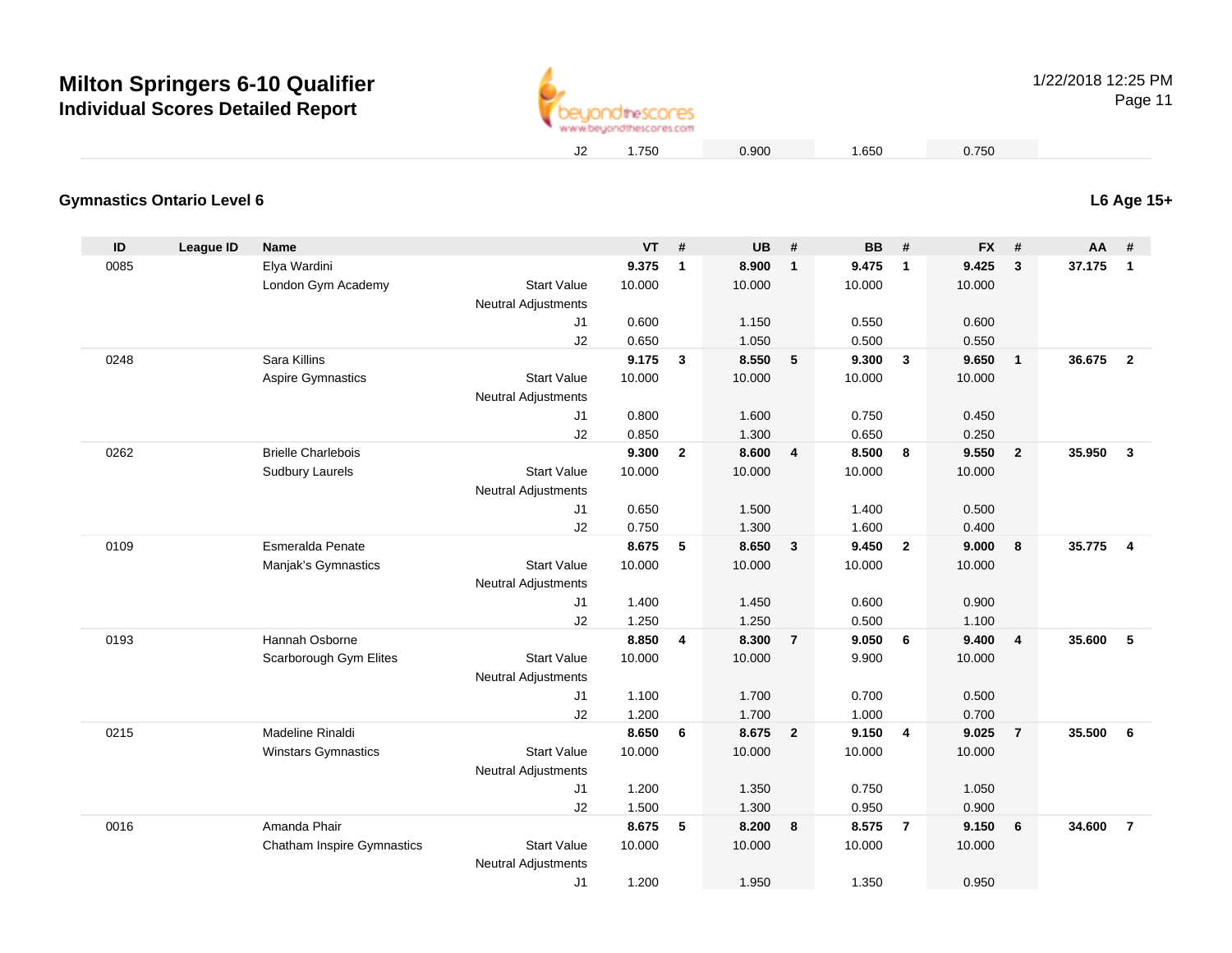# Milton Springers 6-10 Qualifier
## Individual Scores Detailed Report

| | | | | | | | | | | | | |
|---|---|---|---|---|---|---|---|---|---|---|---|---|
| | | | J2 | 1.750 | | 0.900 | | 1.650 | | 0.750 | | |

### Gymnastics Ontario Level 6

**L6 Age 15+**

| ID | League ID | Name | | VT | # | UB | # | BB | # | FX | # | AA | # |
|---|---|---|---|---|---|---|---|---|---|---|---|---|---|
| 0085 | | Elya Wardini | | **9.375** | **1** | **8.900** | **1** | **9.475** | **1** | **9.425** | **3** | **37.175** | **1** |
| | | London Gym Academy | Start Value | 10.000 | | 10.000 | | 10.000 | | 10.000 | | | |
| | | | Neutral Adjustments | | | | | | | | | | |
| | | | J1 | 0.600 | | 1.150 | | 0.550 | | 0.600 | | | |
| | | | J2 | 0.650 | | 1.050 | | 0.500 | | 0.550 | | | |
| 0248 | | Sara Killins | | **9.175** | **3** | **8.550** | **5** | **9.300** | **3** | **9.650** | **1** | **36.675** | **2** |
| | | Aspire Gymnastics | Start Value | 10.000 | | 10.000 | | 10.000 | | 10.000 | | | |
| | | | Neutral Adjustments | | | | | | | | | | |
| | | | J1 | 0.800 | | 1.600 | | 0.750 | | 0.450 | | | |
| | | | J2 | 0.850 | | 1.300 | | 0.650 | | 0.250 | | | |
| 0262 | | Brielle Charlebois | | **9.300** | **2** | **8.600** | **4** | **8.500** | **8** | **9.550** | **2** | **35.950** | **3** |
| | | Sudbury Laurels | Start Value | 10.000 | | 10.000 | | 10.000 | | 10.000 | | | |
| | | | Neutral Adjustments | | | | | | | | | | |
| | | | J1 | 0.650 | | 1.500 | | 1.400 | | 0.500 | | | |
| | | | J2 | 0.750 | | 1.300 | | 1.600 | | 0.400 | | | |
| 0109 | | Esmeralda Penate | | **8.675** | **5** | **8.650** | **3** | **9.450** | **2** | **9.000** | **8** | **35.775** | **4** |
| | | Manjak's Gymnastics | Start Value | 10.000 | | 10.000 | | 10.000 | | 10.000 | | | |
| | | | Neutral Adjustments | | | | | | | | | | |
| | | | J1 | 1.400 | | 1.450 | | 0.600 | | 0.900 | | | |
| | | | J2 | 1.250 | | 1.250 | | 0.500 | | 1.100 | | | |
| 0193 | | Hannah Osborne | | **8.850** | **4** | **8.300** | **7** | **9.050** | **6** | **9.400** | **4** | **35.600** | **5** |
| | | Scarborough Gym Elites | Start Value | 10.000 | | 10.000 | | 9.900 | | 10.000 | | | |
| | | | Neutral Adjustments | | | | | | | | | | |
| | | | J1 | 1.100 | | 1.700 | | 0.700 | | 0.500 | | | |
| | | | J2 | 1.200 | | 1.700 | | 1.000 | | 0.700 | | | |
| 0215 | | Madeline Rinaldi | | **8.650** | **6** | **8.675** | **2** | **9.150** | **4** | **9.025** | **7** | **35.500** | **6** |
| | | Winstars Gymnastics | Start Value | 10.000 | | 10.000 | | 10.000 | | 10.000 | | | |
| | | | Neutral Adjustments | | | | | | | | | | |
| | | | J1 | 1.200 | | 1.350 | | 0.750 | | 1.050 | | | |
| | | | J2 | 1.500 | | 1.300 | | 0.950 | | 0.900 | | | |
| 0016 | | Amanda Phair | | **8.675** | **5** | **8.200** | **8** | **8.575** | **7** | **9.150** | **6** | **34.600** | **7** |
| | | Chatham Inspire Gymnastics | Start Value | 10.000 | | 10.000 | | 10.000 | | 10.000 | | | |
| | | | Neutral Adjustments | | | | | | | | | | |
| | | | J1 | 1.200 | | 1.950 | | 1.350 | | 0.950 | | | |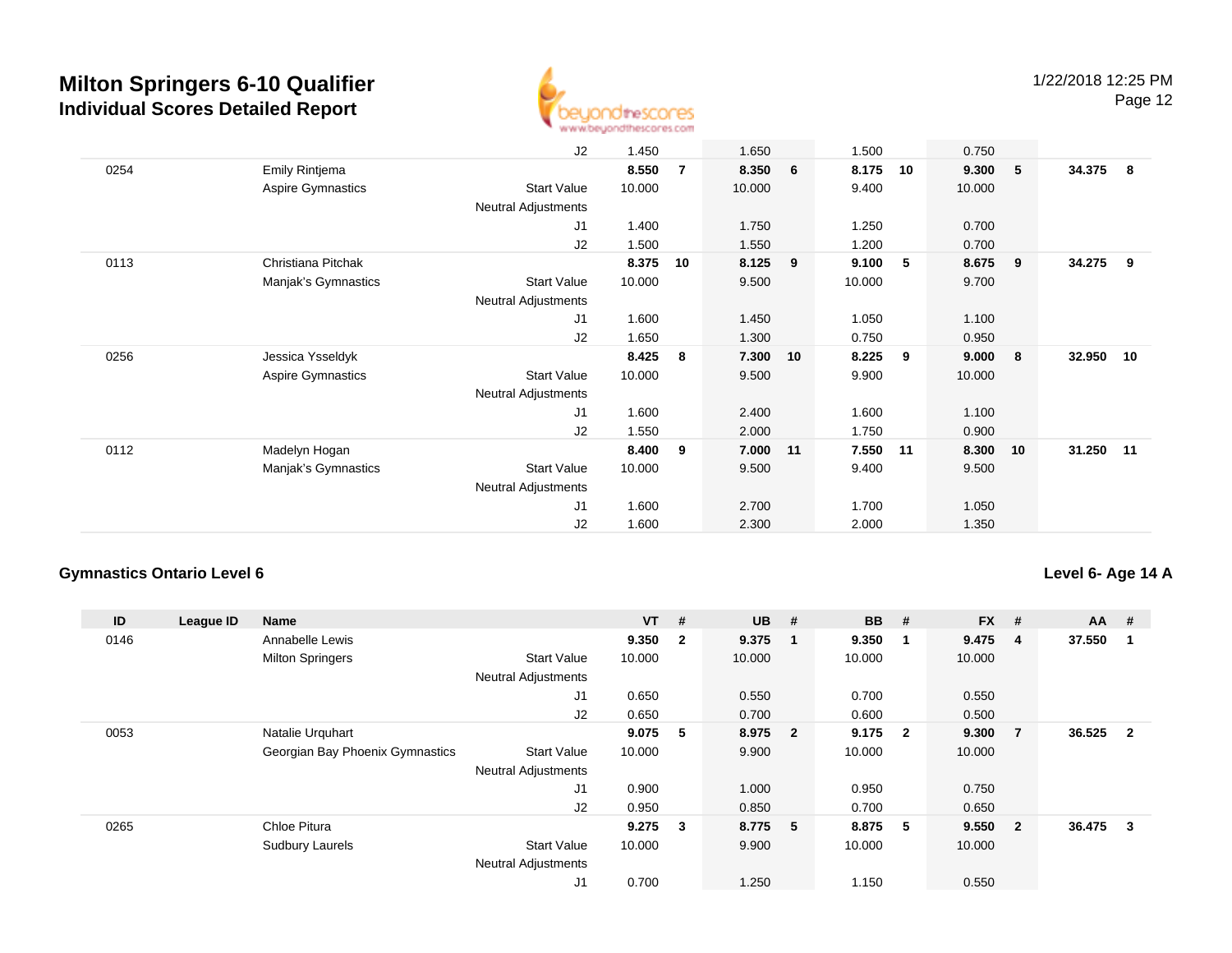# Milton Springers 6-10 Qualifier
## Individual Scores Detailed Report

| ID | League ID | Name | | VT | # | UB | # | BB | # | FX | # | AA | # |
|---|---|---|---|---|---|---|---|---|---|---|---|---|---|
| | | | J2 | 1.450 | | 1.650 | | 1.500 | | 0.750 | | | |
| 0254 | | Emily Rintjema | | **8.550** | **7** | **8.350** | **6** | **8.175** | **10** | **9.300** | **5** | **34.375** | **8** |
| | | Aspire Gymnastics | Start Value | 10.000 | | 10.000 | | 9.400 | | 10.000 | | | |
| | | | Neutral Adjustments | | | | | | | | | | |
| | | | J1 | 1.400 | | 1.750 | | 1.250 | | 0.700 | | | |
| | | | J2 | 1.500 | | 1.550 | | 1.200 | | 0.700 | | | |
| 0113 | | Christiana Pitchak | | **8.375** | **10** | **8.125** | **9** | **9.100** | **5** | **8.675** | **9** | **34.275** | **9** |
| | | Manjak's Gymnastics | Start Value | 10.000 | | 9.500 | | 10.000 | | 9.700 | | | |
| | | | Neutral Adjustments | | | | | | | | | | |
| | | | J1 | 1.600 | | 1.450 | | 1.050 | | 1.100 | | | |
| | | | J2 | 1.650 | | 1.300 | | 0.750 | | 0.950 | | | |
| 0256 | | Jessica Ysseldyk | | **8.425** | **8** | **7.300** | **10** | **8.225** | **9** | **9.000** | **8** | **32.950** | **10** |
| | | Aspire Gymnastics | Start Value | 10.000 | | 9.500 | | 9.900 | | 10.000 | | | |
| | | | Neutral Adjustments | | | | | | | | | | |
| | | | J1 | 1.600 | | 2.400 | | 1.600 | | 1.100 | | | |
| | | | J2 | 1.550 | | 2.000 | | 1.750 | | 0.900 | | | |
| 0112 | | Madelyn Hogan | | **8.400** | **9** | **7.000** | **11** | **7.550** | **11** | **8.300** | **10** | **31.250** | **11** |
| | | Manjak's Gymnastics | Start Value | 10.000 | | 9.500 | | 9.400 | | 9.500 | | | |
| | | | Neutral Adjustments | | | | | | | | | | |
| | | | J1 | 1.600 | | 2.700 | | 1.700 | | 1.050 | | | |
| | | | J2 | 1.600 | | 2.300 | | 2.000 | | 1.350 | | | |

### Gymnastics Ontario Level 6

**Level 6- Age 14 A**

| ID | League ID | Name | | VT | # | UB | # | BB | # | FX | # | AA | # |
|---|---|---|---|---|---|---|---|---|---|---|---|---|---|
| 0146 | | Annabelle Lewis | | **9.350** | **2** | **9.375** | **1** | **9.350** | **1** | **9.475** | **4** | **37.550** | **1** |
| | | Milton Springers | Start Value | 10.000 | | 10.000 | | 10.000 | | 10.000 | | | |
| | | | Neutral Adjustments | | | | | | | | | | |
| | | | J1 | 0.650 | | 0.550 | | 0.700 | | 0.550 | | | |
| | | | J2 | 0.650 | | 0.700 | | 0.600 | | 0.500 | | | |
| 0053 | | Natalie Urquhart | | **9.075** | **5** | **8.975** | **2** | **9.175** | **2** | **9.300** | **7** | **36.525** | **2** |
| | | Georgian Bay Phoenix Gymnastics | Start Value | 10.000 | | 9.900 | | 10.000 | | 10.000 | | | |
| | | | Neutral Adjustments | | | | | | | | | | |
| | | | J1 | 0.900 | | 1.000 | | 0.950 | | 0.750 | | | |
| | | | J2 | 0.950 | | 0.850 | | 0.700 | | 0.650 | | | |
| 0265 | | Chloe Pitura | | **9.275** | **3** | **8.775** | **5** | **8.875** | **5** | **9.550** | **2** | **36.475** | **3** |
| | | Sudbury Laurels | Start Value | 10.000 | | 9.900 | | 10.000 | | 10.000 | | | |
| | | | Neutral Adjustments | | | | | | | | | | |
| | | | J1 | 0.700 | | 1.250 | | 1.150 | | 0.550 | | | |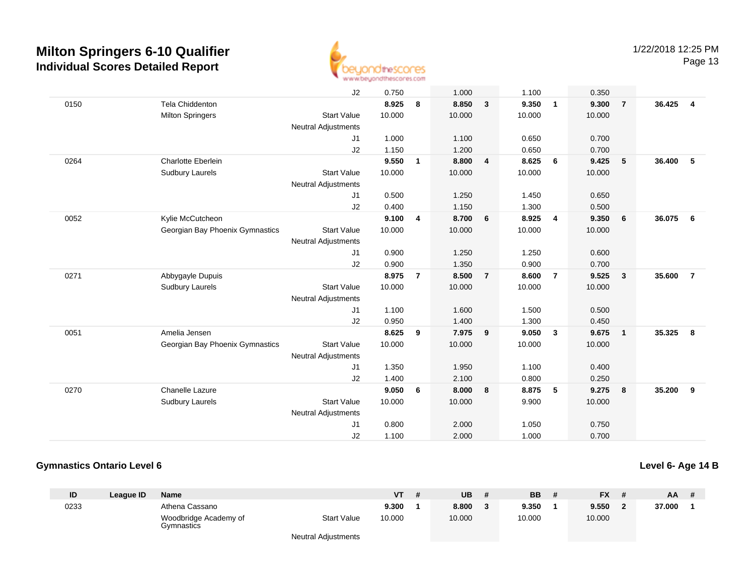| ID | League ID | Name | | VT | # | UB | # | BB | # | FX | # | AA | # |
|---|---|---|---|---|---|---|---|---|---|---|---|---|---|
| | | | J2 | 0.750 | | 1.000 | | 1.100 | | 0.350 | | | |
| 0150 | | Tela Chiddenton | | **8.925** | **8** | **8.850** | **3** | **9.350** | **1** | **9.300** | **7** | **36.425** | **4** |
| | | Milton Springers | Start Value | 10.000 | | 10.000 | | 10.000 | | 10.000 | | | |
| | | | Neutral Adjustments | | | | | | | | | | |
| | | | J1 | 1.000 | | 1.100 | | 0.650 | | 0.700 | | | |
| | | | J2 | 1.150 | | 1.200 | | 0.650 | | 0.700 | | | |
| 0264 | | Charlotte Eberlein | | **9.550** | **1** | **8.800** | **4** | **8.625** | **6** | **9.425** | **5** | **36.400** | **5** |
| | | Sudbury Laurels | Start Value | 10.000 | | 10.000 | | 10.000 | | 10.000 | | | |
| | | | Neutral Adjustments | | | | | | | | | | |
| | | | J1 | 0.500 | | 1.250 | | 1.450 | | 0.650 | | | |
| | | | J2 | 0.400 | | 1.150 | | 1.300 | | 0.500 | | | |
| 0052 | | Kylie McCutcheon | | **9.100** | **4** | **8.700** | **6** | **8.925** | **4** | **9.350** | **6** | **36.075** | **6** |
| | | Georgian Bay Phoenix Gymnastics | Start Value | 10.000 | | 10.000 | | 10.000 | | 10.000 | | | |
| | | | Neutral Adjustments | | | | | | | | | | |
| | | | J1 | 0.900 | | 1.250 | | 1.250 | | 0.600 | | | |
| | | | J2 | 0.900 | | 1.350 | | 0.900 | | 0.700 | | | |
| 0271 | | Abbygayle Dupuis | | **8.975** | **7** | **8.500** | **7** | **8.600** | **7** | **9.525** | **3** | **35.600** | **7** |
| | | Sudbury Laurels | Start Value | 10.000 | | 10.000 | | 10.000 | | 10.000 | | | |
| | | | Neutral Adjustments | | | | | | | | | | |
| | | | J1 | 1.100 | | 1.600 | | 1.500 | | 0.500 | | | |
| | | | J2 | 0.950 | | 1.400 | | 1.300 | | 0.450 | | | |
| 0051 | | Amelia Jensen | | **8.625** | **9** | **7.975** | **9** | **9.050** | **3** | **9.675** | **1** | **35.325** | **8** |
| | | Georgian Bay Phoenix Gymnastics | Start Value | 10.000 | | 10.000 | | 10.000 | | 10.000 | | | |
| | | | Neutral Adjustments | | | | | | | | | | |
| | | | J1 | 1.350 | | 1.950 | | 1.100 | | 0.400 | | | |
| | | | J2 | 1.400 | | 2.100 | | 0.800 | | 0.250 | | | |
| 0270 | | Chanelle Lazure | | **9.050** | **6** | **8.000** | **8** | **8.875** | **5** | **9.275** | **8** | **35.200** | **9** |
| | | Sudbury Laurels | Start Value | 10.000 | | 10.000 | | 9.900 | | 10.000 | | | |
| | | | Neutral Adjustments | | | | | | | | | | |
| | | | J1 | 0.800 | | 2.000 | | 1.050 | | 0.750 | | | |
| | | | J2 | 1.100 | | 2.000 | | 1.000 | | 0.700 | | | |

### Gymnastics Ontario Level 6

### Level 6- Age 14 B

| ID | League ID | Name | | VT | # | UB | # | BB | # | FX | # | AA | # |
|---|---|---|---|---|---|---|---|---|---|---|---|---|---|
| 0233 | | Athena Cassano | | **9.300** | **1** | **8.800** | **3** | **9.350** | **1** | **9.550** | **2** | **37.000** | **1** |
| | | Woodbridge Academy of Gymnastics | Start Value | 10.000 | | 10.000 | | 10.000 | | 10.000 | | | |
| | | | Neutral Adjustments | | | | | | | | | | |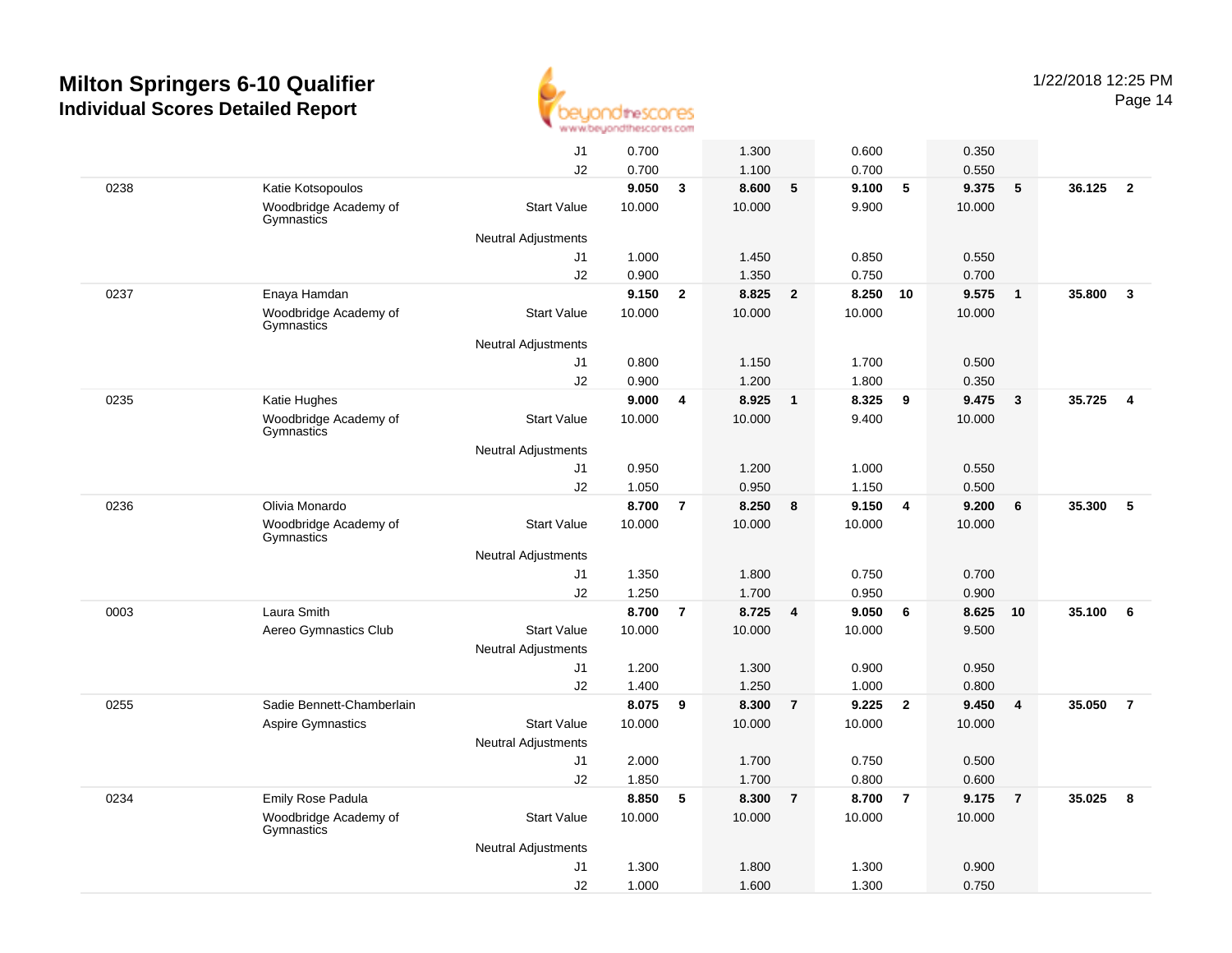# Milton Springers 6-10 Qualifier

## Individual Scores Detailed Report

1/22/2018 12:25 PM

| | | | | | | | | | | | | |
|---|---|---|---|---|---|---|---|---|---|---|---|---|
| | | J1 | 0.700 | | 1.300 | | 0.600 | | 0.350 | | | |
| | | J2 | 0.700 | | 1.100 | | 0.700 | | 0.550 | | | |
| 0238 | Katie Kotsopoulos | | **9.050** | **3** | **8.600** | **5** | **9.100** | **5** | **9.375** | **5** | **36.125** | **2** |
| | Woodbridge Academy of Gymnastics | Start Value | 10.000 | | 10.000 | | 9.900 | | 10.000 | | | |
| | | Neutral Adjustments | | | | | | | | | | |
| | | J1 | 1.000 | | 1.450 | | 0.850 | | 0.550 | | | |
| | | J2 | 0.900 | | 1.350 | | 0.750 | | 0.700 | | | |
| 0237 | Enaya Hamdan | | **9.150** | **2** | **8.825** | **2** | **8.250** | **10** | **9.575** | **1** | **35.800** | **3** |
| | Woodbridge Academy of Gymnastics | Start Value | 10.000 | | 10.000 | | 10.000 | | 10.000 | | | |
| | | Neutral Adjustments | | | | | | | | | | |
| | | J1 | 0.800 | | 1.150 | | 1.700 | | 0.500 | | | |
| | | J2 | 0.900 | | 1.200 | | 1.800 | | 0.350 | | | |
| 0235 | Katie Hughes | | **9.000** | **4** | **8.925** | **1** | **8.325** | **9** | **9.475** | **3** | **35.725** | **4** |
| | Woodbridge Academy of Gymnastics | Start Value | 10.000 | | 10.000 | | 9.400 | | 10.000 | | | |
| | | Neutral Adjustments | | | | | | | | | | |
| | | J1 | 0.950 | | 1.200 | | 1.000 | | 0.550 | | | |
| | | J2 | 1.050 | | 0.950 | | 1.150 | | 0.500 | | | |
| 0236 | Olivia Monardo | | **8.700** | **7** | **8.250** | **8** | **9.150** | **4** | **9.200** | **6** | **35.300** | **5** |
| | Woodbridge Academy of Gymnastics | Start Value | 10.000 | | 10.000 | | 10.000 | | 10.000 | | | |
| | | Neutral Adjustments | | | | | | | | | | |
| | | J1 | 1.350 | | 1.800 | | 0.750 | | 0.700 | | | |
| | | J2 | 1.250 | | 1.700 | | 0.950 | | 0.900 | | | |
| 0003 | Laura Smith | | **8.700** | **7** | **8.725** | **4** | **9.050** | **6** | **8.625** | **10** | **35.100** | **6** |
| | Aereo Gymnastics Club | Start Value | 10.000 | | 10.000 | | 10.000 | | 9.500 | | | |
| | | Neutral Adjustments | | | | | | | | | | |
| | | J1 | 1.200 | | 1.300 | | 0.900 | | 0.950 | | | |
| | | J2 | 1.400 | | 1.250 | | 1.000 | | 0.800 | | | |
| 0255 | Sadie Bennett-Chamberlain | | **8.075** | **9** | **8.300** | **7** | **9.225** | **2** | **9.450** | **4** | **35.050** | **7** |
| | Aspire Gymnastics | Start Value | 10.000 | | 10.000 | | 10.000 | | 10.000 | | | |
| | | Neutral Adjustments | | | | | | | | | | |
| | | J1 | 2.000 | | 1.700 | | 0.750 | | 0.500 | | | |
| | | J2 | 1.850 | | 1.700 | | 0.800 | | 0.600 | | | |
| 0234 | Emily Rose Padula | | **8.850** | **5** | **8.300** | **7** | **8.700** | **7** | **9.175** | **7** | **35.025** | **8** |
| | Woodbridge Academy of Gymnastics | Start Value | 10.000 | | 10.000 | | 10.000 | | 10.000 | | | |
| | | Neutral Adjustments | | | | | | | | | | |
| | | J1 | 1.300 | | 1.800 | | 1.300 | | 0.900 | | | |
| | | J2 | 1.000 | | 1.600 | | 1.300 | | 0.750 | | | |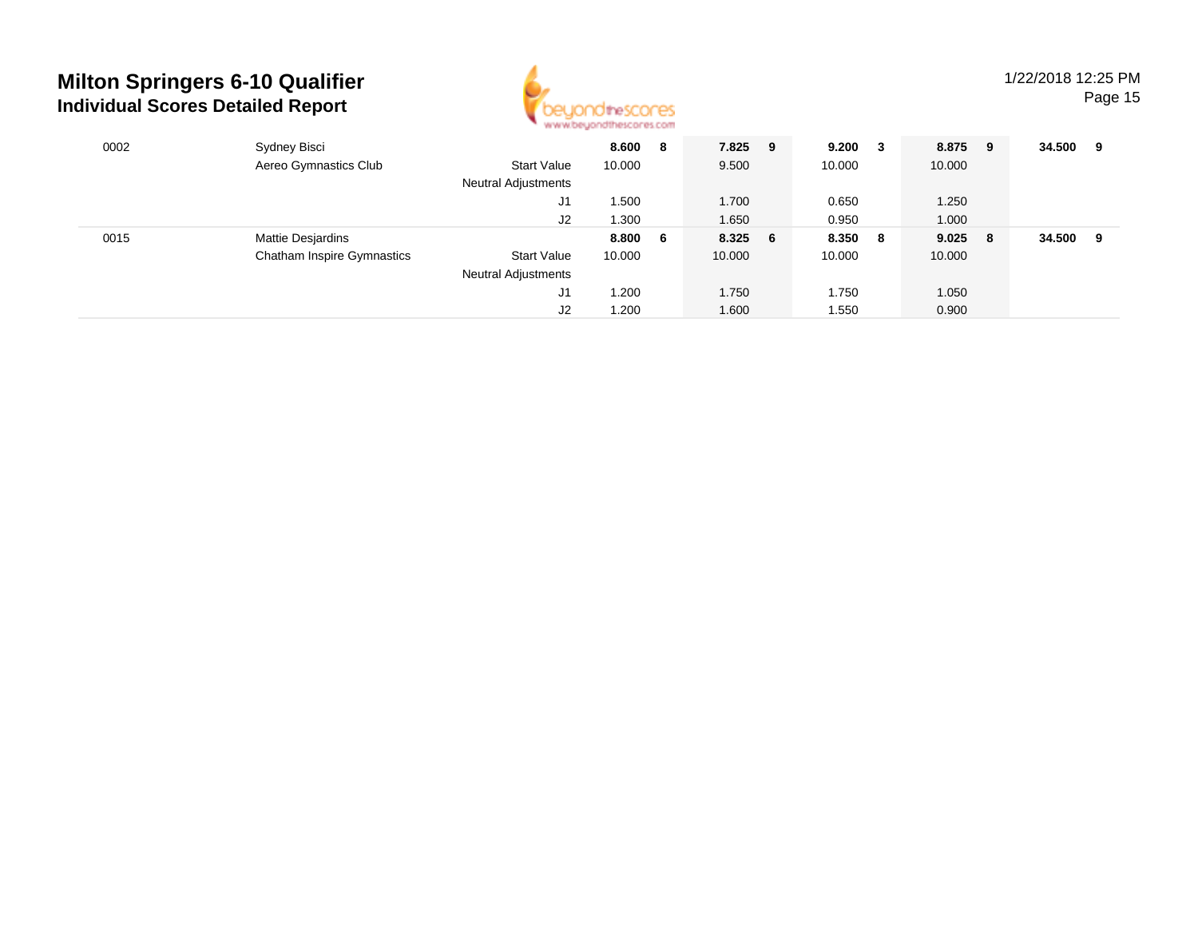# Milton Springers 6-10 Qualifier
## Individual Scores Detailed Report

1/22/2018 12:25 PM

| | | | | | | | | | | | | |
|---|---|---|---|---|---|---|---|---|---|---|---|---|
| 0002 | Sydney Bisci | | **8.600** | **8** | **7.825** | **9** | **9.200** | **3** | **8.875** | **9** | **34.500** | **9** |
| | Aereo Gymnastics Club | Start Value | 10.000 | | 9.500 | | 10.000 | | 10.000 | | | |
| | | Neutral Adjustments | | | | | | | | | | |
| | | J1 | 1.500 | | 1.700 | | 0.650 | | 1.250 | | | |
| | | J2 | 1.300 | | 1.650 | | 0.950 | | 1.000 | | | |
| 0015 | Mattie Desjardins | | **8.800** | **6** | **8.325** | **6** | **8.350** | **8** | **9.025** | **8** | **34.500** | **9** |
| | Chatham Inspire Gymnastics | Start Value | 10.000 | | 10.000 | | 10.000 | | 10.000 | | | |
| | | Neutral Adjustments | | | | | | | | | | |
| | | J1 | 1.200 | | 1.750 | | 1.750 | | 1.050 | | | |
| | | J2 | 1.200 | | 1.600 | | 1.550 | | 0.900 | | | |